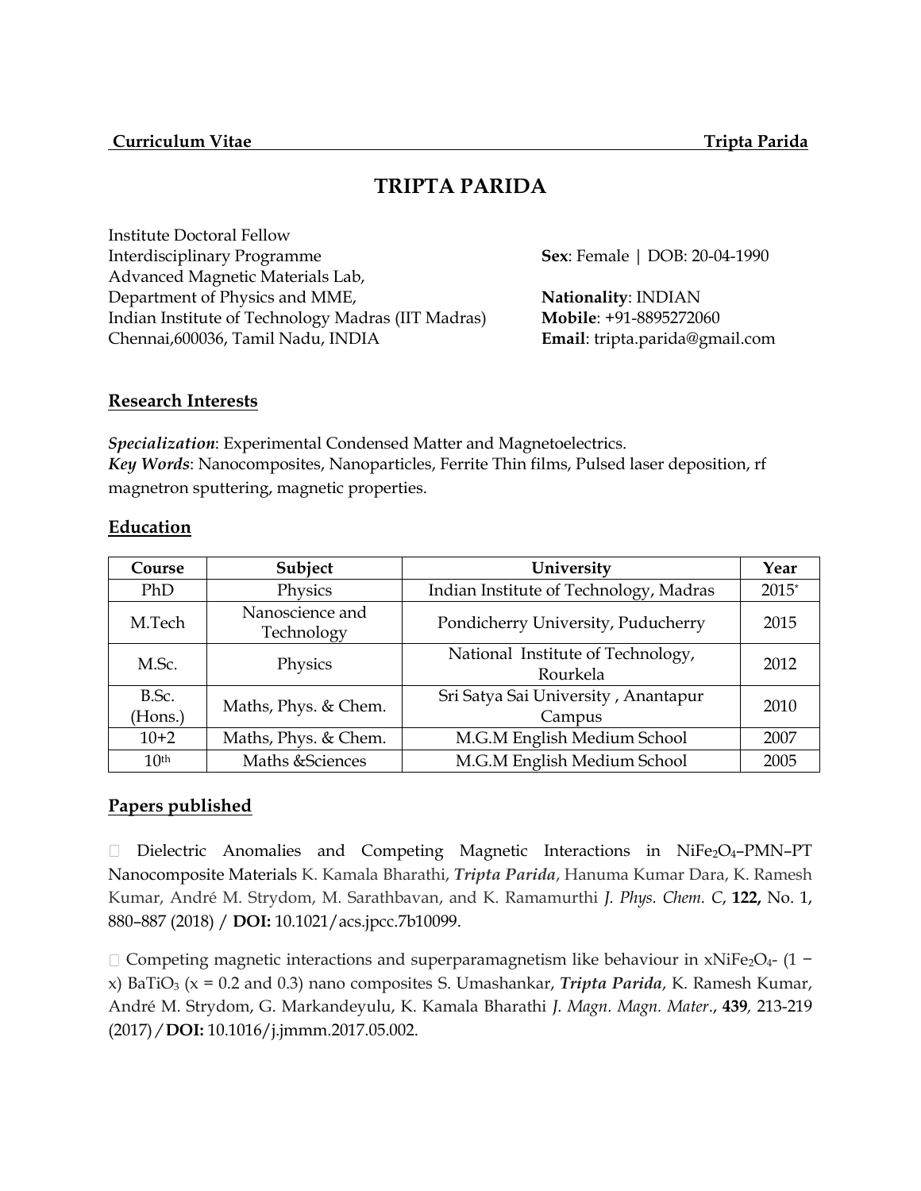# TRIPTA PARIDA

Institute Doctoral Fellow
Interdisciplinary Programme
Advanced Magnetic Materials Lab,
Department of Physics and MME,
Indian Institute of Technology Madras (IIT Madras)
Chennai,600036, Tamil Nadu, INDIA

**Sex**: Female | DOB: 20-04-1990

**Nationality**: INDIAN
**Mobile**: +91-8895272060
**Email**: tripta.parida@gmail.com

## Research Interests

***Specialization***: Experimental Condensed Matter and Magnetoelectrics.
***Key Words***: Nanocomposites, Nanoparticles, Ferrite Thin films, Pulsed laser deposition, rf magnetron sputtering, magnetic properties.

## Education

| Course | Subject | University | Year |
|---|---|---|---|
| PhD | Physics | Indian Institute of Technology, Madras | 2015* |
| M.Tech | Nanoscience and Technology | Pondicherry University, Puducherry | 2015 |
| M.Sc. | Physics | National Institute of Technology, Rourkela | 2012 |
| B.Sc. (Hons.) | Maths, Phys. & Chem. | Sri Satya Sai University , Anantapur Campus | 2010 |
| 10+2 | Maths, Phys. & Chem. | M.G.M English Medium School | 2007 |
| 10th | Maths &Sciences | M.G.M English Medium School | 2005 |

## Papers published

- Dielectric Anomalies and Competing Magnetic Interactions in $NiFe_2O_4$–PMN–PT Nanocomposite Materials K. Kamala Bharathi, ***Tripta Parida***, Hanuma Kumar Dara, K. Ramesh Kumar, André M. Strydom, M. Sarathbavan, and K. Ramamurthi *J. Phys. Chem. C*, **122,** No. 1, 880–887 (2018) / **DOI:** 10.1021/acs.jpcc.7b10099.

- Competing magnetic interactions and superparamagnetism like behaviour in $xNiFe_2O_4$- (1 − x) $BaTiO_3$ (x = 0.2 and 0.3) nano composites S. Umashankar, ***Tripta Parida***, K. Ramesh Kumar, André M. Strydom, G. Markandeyulu, K. Kamala Bharathi *J. Magn. Magn. Mater*., **439***,* 213-219 (2017) / **DOI:** 10.1016/j.jmmm.2017.05.002.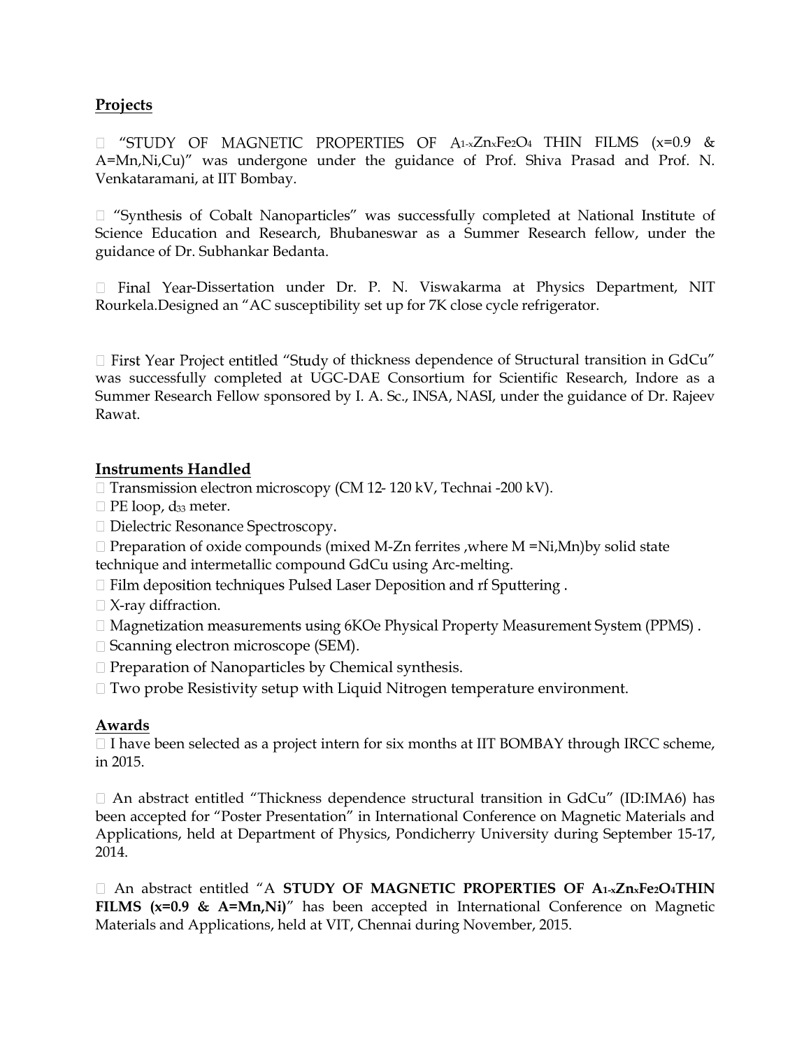## Projects

-  "STUDY OF MAGNETIC PROPERTIES OF $A_{1-x}Zn_xFe_2O_4$ THIN FILMS (x=0.9 & A=Mn,Ni,Cu)" was undergone under the guidance of Prof. Shiva Prasad and Prof. N. Venkataramani, at IIT Bombay.

- "Synthesis of Cobalt Nanoparticles" was successfully completed at National Institute of Science Education and Research, Bhubaneswar as a Summer Research fellow, under the guidance of Dr. Subhankar Bedanta.

- Final Year-Dissertation under Dr. P. N. Viswakarma at Physics Department, NIT Rourkela.Designed an "AC susceptibility set up for 7K close cycle refrigerator.

- First Year Project entitled "Study of thickness dependence of Structural transition in GdCu" was successfully completed at UGC-DAE Consortium for Scientific Research, Indore as a Summer Research Fellow sponsored by I. A. Sc., INSA, NASI, under the guidance of Dr. Rajeev Rawat.

## Instruments Handled

- Transmission electron microscopy (CM 12- 120 kV, Technai -200 kV).
- PE loop, $d_{33}$ meter.
- Dielectric Resonance Spectroscopy.
- Preparation of oxide compounds (mixed M-Zn ferrites ,where M =Ni,Mn)by solid state technique and intermetallic compound GdCu using Arc-melting.
- Film deposition techniques Pulsed Laser Deposition and rf Sputtering .
- X-ray diffraction.
- Magnetization measurements using 6KOe Physical Property Measurement System (PPMS) .
- Scanning electron microscope (SEM).
- Preparation of Nanoparticles by Chemical synthesis.
- Two probe Resistivity setup with Liquid Nitrogen temperature environment.

## Awards

- I have been selected as a project intern for six months at IIT BOMBAY through IRCC scheme, in 2015.

- An abstract entitled "Thickness dependence structural transition in GdCu" (ID:IMA6) has been accepted for "Poster Presentation" in International Conference on Magnetic Materials and Applications, held at Department of Physics, Pondicherry University during September 15-17, 2014.

- An abstract entitled "A **STUDY OF MAGNETIC PROPERTIES OF $A_{1-x}Zn_xFe_2O_4$THIN FILMS (x=0.9 & A=Mn,Ni)**" has been accepted in International Conference on Magnetic Materials and Applications, held at VIT, Chennai during November, 2015.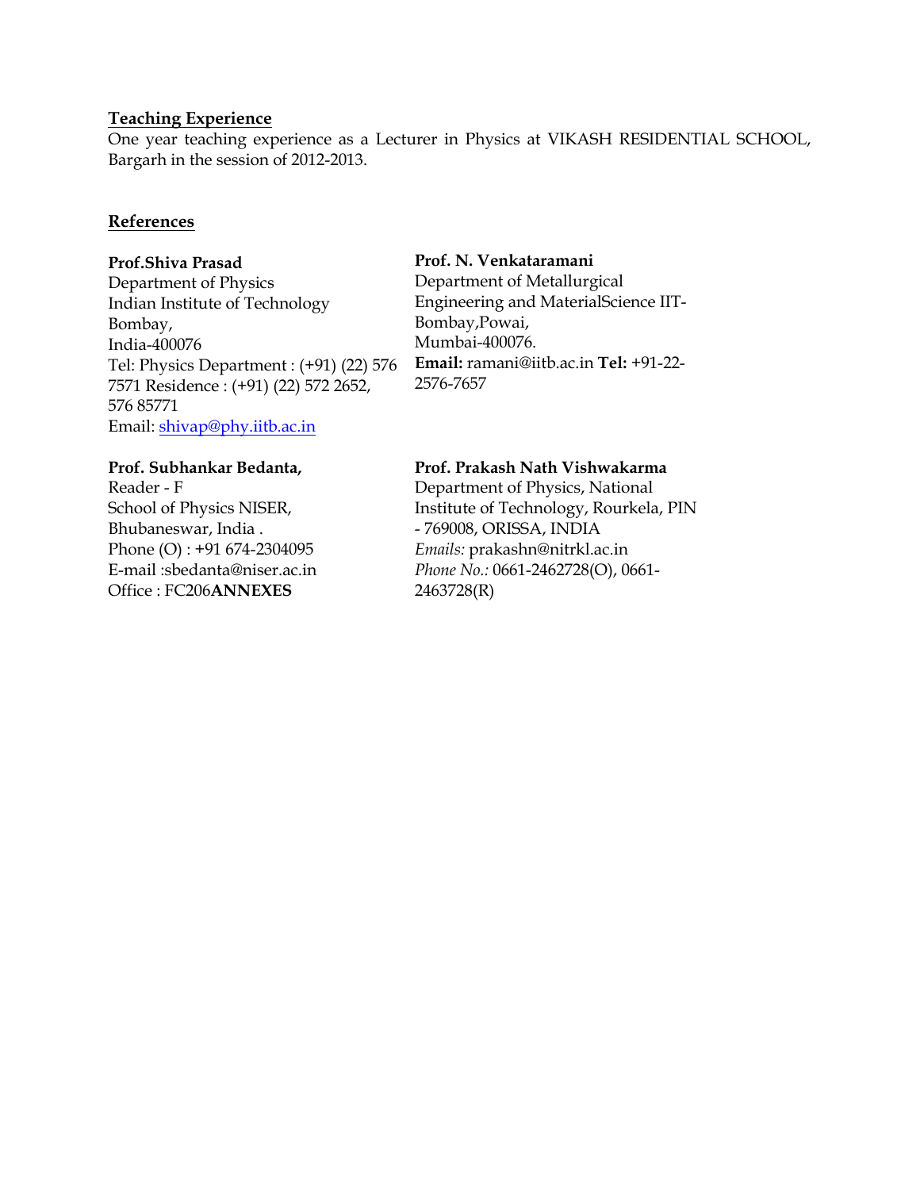## Teaching Experience

One year teaching experience as a Lecturer in Physics at VIKASH RESIDENTIAL SCHOOL, Bargarh in the session of 2012-2013.

## References

**Prof.Shiva Prasad**
Department of Physics
Indian Institute of Technology
Bombay,
India-400076
Tel: Physics Department : (+91) (22) 576 7571 Residence : (+91) (22) 572 2652, 576 85771
Email: shivap@phy.iitb.ac.in

**Prof. N. Venkataramani**
Department of Metallurgical Engineering and MaterialScience IIT-Bombay,Powai,
Mumbai-400076.
**Email:** ramani@iitb.ac.in **Tel:** +91-22-2576-7657

**Prof. Subhankar Bedanta,**
Reader - F
School of Physics NISER,
Bhubaneswar, India .
Phone (O) : +91 674-2304095
E-mail :sbedanta@niser.ac.in
Office : FC206**ANNEXES**

**Prof. Prakash Nath Vishwakarma**
Department of Physics, National Institute of Technology, Rourkela, PIN - 769008, ORISSA, INDIA
*Emails:* prakashn@nitrkl.ac.in
*Phone No.:* 0661-2462728(O), 0661-2463728(R)